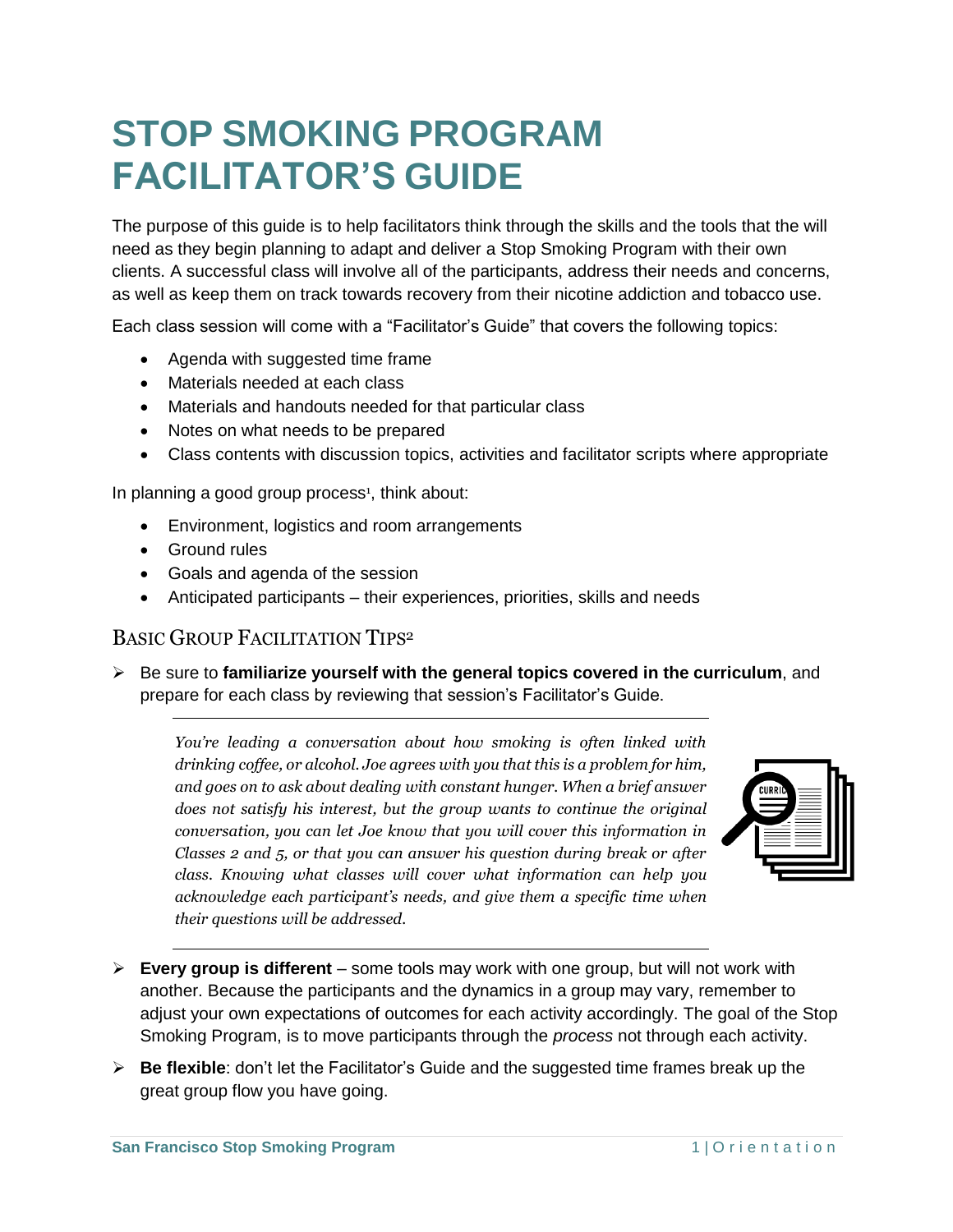# STOP SMOKING PROGRAM FACILITATOR'S GUIDE

The purpose of this guide is to help facilitators think through the skills and the tools that the will need as they begin planning to adapt and deliver a Stop Smoking Program with their own clients. A successful class will involve all of the participants, address their needs and concerns, as well as keep them on track towards recovery from their nicotine addiction and tobacco use.

Each class session will come with a "Facilitator's Guide" that covers the following topics:

- Agenda with suggested time frame
- Materials needed at each class
- Materials and handouts needed for that particular class
- Notes on what needs to be prepared
- Class contents with discussion topics, activities and facilitator scripts where appropriate

In planning a good group process[1], think about:

- Environment, logistics and room arrangements
- Ground rules
- Goals and agenda of the session
- Anticipated participants – their experiences, priorities, skills and needs

## Basic Group Facilitation Tips[2]

- Be sure to **familiarize yourself with the general topics covered in the curriculum**, and prepare for each class by reviewing that session's Facilitator's Guide.

*You're leading a conversation about how smoking is often linked with drinking coffee, or alcohol. Joe agrees with you that this is a problem for him, and goes on to ask about dealing with constant hunger. When a brief answer does not satisfy his interest, but the group wants to continue the original conversation, you can let Joe know that you will cover this information in Classes 2 and 5, or that you can answer his question during break or after class. Knowing what classes will cover what information can help you acknowledge each participant's needs, and give them a specific time when their questions will be addressed.*

- **Every group is different** – some tools may work with one group, but will not work with another. Because the participants and the dynamics in a group may vary, remember to adjust your own expectations of outcomes for each activity accordingly. The goal of the Stop Smoking Program, is to move participants through the *process* not through each activity.
- **Be flexible**: don't let the Facilitator's Guide and the suggested time frames break up the great group flow you have going.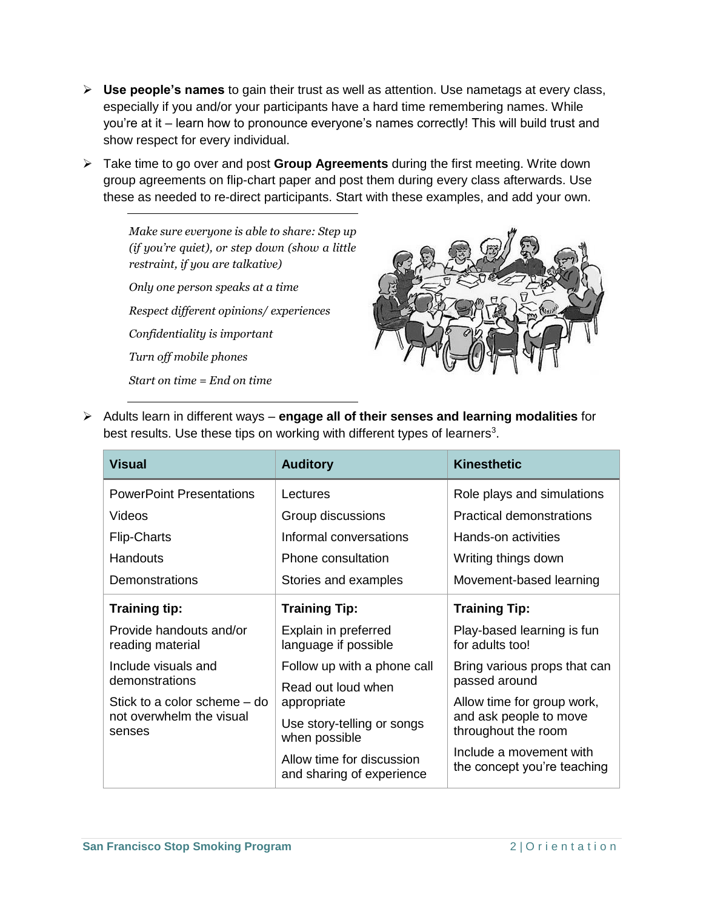- **Use people's names** to gain their trust as well as attention. Use nametags at every class, especially if you and/or your participants have a hard time remembering names. While you're at it – learn how to pronounce everyone's names correctly! This will build trust and show respect for every individual.
- Take time to go over and post **Group Agreements** during the first meeting. Write down group agreements on flip-chart paper and post them during every class afterwards. Use these as needed to re-direct participants. Start with these examples, and add your own.

---

*Make sure everyone is able to share: Step up (if you're quiet), or step down (show a little restraint, if you are talkative)*

*Only one person speaks at a time*

*Respect different opinions/ experiences*

*Confidentiality is important*

*Turn off mobile phones*

*Start on time = End on time*

---

- Adults learn in different ways – **engage all of their senses and learning modalities** for best results. Use these tips on working with different types of learners[3].

| **Visual** | **Auditory** | **Kinesthetic** |
|---|---|---|
| PowerPoint Presentations<br>Videos<br>Flip-Charts<br>Handouts<br>Demonstrations | Lectures<br>Group discussions<br>Informal conversations<br>Phone consultation<br>Stories and examples | Role plays and simulations<br>Practical demonstrations<br>Hands-on activities<br>Writing things down<br>Movement-based learning |
| **Training tip:**<br>Provide handouts and/or reading material<br>Include visuals and demonstrations<br>Stick to a color scheme – do not overwhelm the visual senses | **Training Tip:**<br>Explain in preferred language if possible<br>Follow up with a phone call<br>Read out loud when appropriate<br>Use story-telling or songs when possible<br>Allow time for discussion and sharing of experience | **Training Tip:**<br>Play-based learning is fun for adults too!<br>Bring various props that can passed around<br>Allow time for group work, and ask people to move throughout the room<br>Include a movement with the concept you're teaching |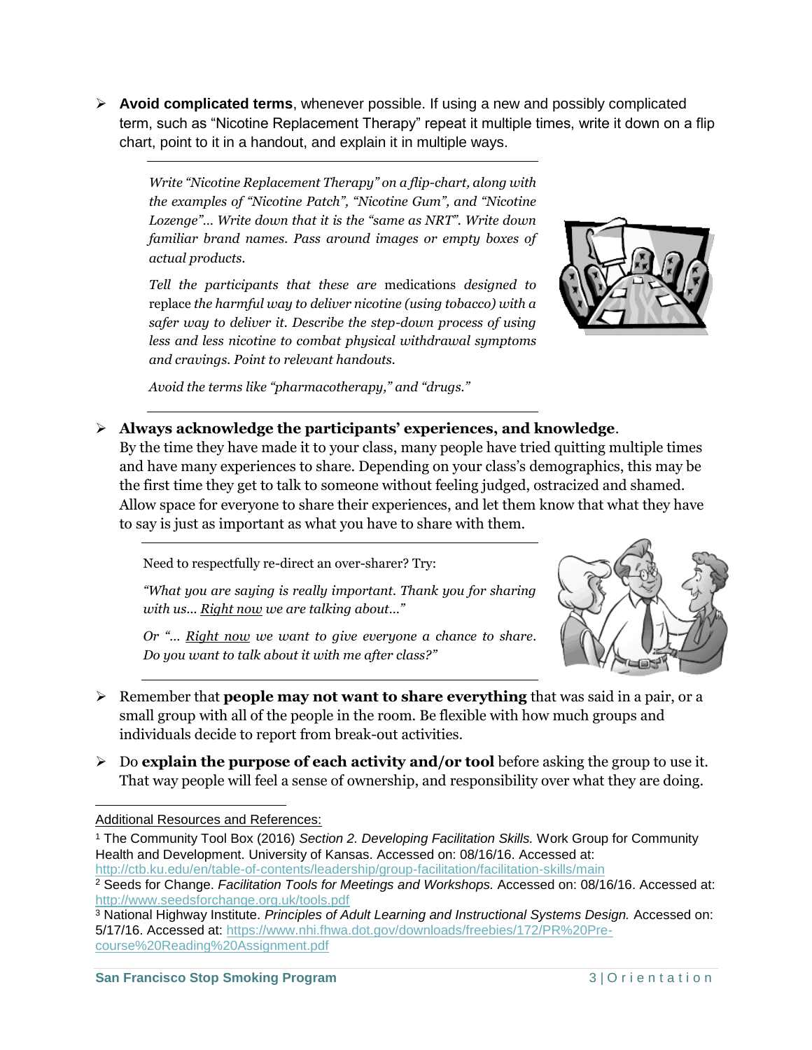- **Avoid complicated terms**, whenever possible. If using a new and possibly complicated term, such as "Nicotine Replacement Therapy" repeat it multiple times, write it down on a flip chart, point to it in a handout, and explain it in multiple ways.

---

*Write "Nicotine Replacement Therapy" on a flip-chart, along with the examples of "Nicotine Patch", "Nicotine Gum", and "Nicotine Lozenge"... Write down that it is the "same as NRT". Write down familiar brand names. Pass around images or empty boxes of actual products.*

*Tell the participants that these are* medications *designed to* replace *the harmful way to deliver nicotine (using tobacco) with a safer way to deliver it. Describe the step-down process of using less and less nicotine to combat physical withdrawal symptoms and cravings. Point to relevant handouts.*

*Avoid the terms like "pharmacotherapy," and "drugs."*

---

- **Always acknowledge the participants' experiences, and knowledge**. By the time they have made it to your class, many people have tried quitting multiple times and have many experiences to share. Depending on your class's demographics, this may be the first time they get to talk to someone without feeling judged, ostracized and shamed. Allow space for everyone to share their experiences, and let them know that what they have to say is just as important as what you have to share with them.

---

Need to respectfully re-direct an over-sharer? Try:

*"What you are saying is really important. Thank you for sharing with us... Right now we are talking about..."*

*Or "... Right now we want to give everyone a chance to share. Do you want to talk about it with me after class?"*

---

- Remember that **people may not want to share everything** that was said in a pair, or a small group with all of the people in the room. Be flexible with how much groups and individuals decide to report from break-out activities.
- Do **explain the purpose of each activity and/or tool** before asking the group to use it. That way people will feel a sense of ownership, and responsibility over what they are doing.

---

Additional Resources and References:

[1] The Community Tool Box (2016) *Section 2. Developing Facilitation Skills.* Work Group for Community Health and Development. University of Kansas. Accessed on: 08/16/16. Accessed at: http://ctb.ku.edu/en/table-of-contents/leadership/group-facilitation/facilitation-skills/main

[2] Seeds for Change. *Facilitation Tools for Meetings and Workshops.* Accessed on: 08/16/16. Accessed at: http://www.seedsforchange.org.uk/tools.pdf

[3] National Highway Institute. *Principles of Adult Learning and Instructional Systems Design.* Accessed on: 5/17/16. Accessed at: https://www.nhi.fhwa.dot.gov/downloads/freebies/172/PR%20Pre-course%20Reading%20Assignment.pdf